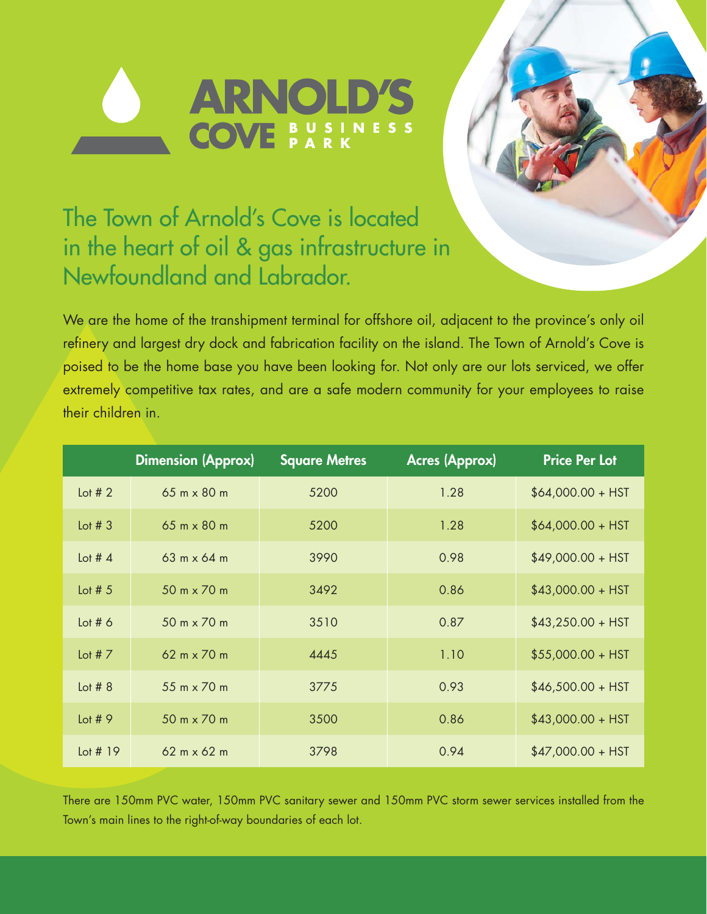# ARNOLD'S COVE BUSINESS PARK

## The Town of Arnold's Cove is located in the heart of oil & gas infrastructure in Newfoundland and Labrador.

We are the home of the transhipment terminal for offshore oil, adjacent to the province's only oil refinery and largest dry dock and fabrication facility on the island. The Town of Arnold's Cove is poised to be the home base you have been looking for. Not only are our lots serviced, we offer extremely competitive tax rates, and are a safe modern community for your employees to raise their children in.

| | Dimension (Approx) | Square Metres | Acres (Approx) | Price Per Lot |
|---|---|---|---|---|
| Lot # 2 | 65 m x 80 m | 5200 | 1.28 | $64,000.00 + HST |
| Lot # 3 | 65 m x 80 m | 5200 | 1.28 | $64,000.00 + HST |
| Lot # 4 | 63 m x 64 m | 3990 | 0.98 | $49,000.00 + HST |
| Lot # 5 | 50 m x 70 m | 3492 | 0.86 | $43,000.00 + HST |
| Lot # 6 | 50 m x 70 m | 3510 | 0.87 | $43,250.00 + HST |
| Lot # 7 | 62 m x 70 m | 4445 | 1.10 | $55,000.00 + HST |
| Lot # 8 | 55 m x 70 m | 3775 | 0.93 | $46,500.00 + HST |
| Lot # 9 | 50 m x 70 m | 3500 | 0.86 | $43,000.00 + HST |
| Lot # 19 | 62 m x 62 m | 3798 | 0.94 | $47,000.00 + HST |

There are 150mm PVC water, 150mm PVC sanitary sewer and 150mm PVC storm sewer services installed from the Town's main lines to the right-of-way boundaries of each lot.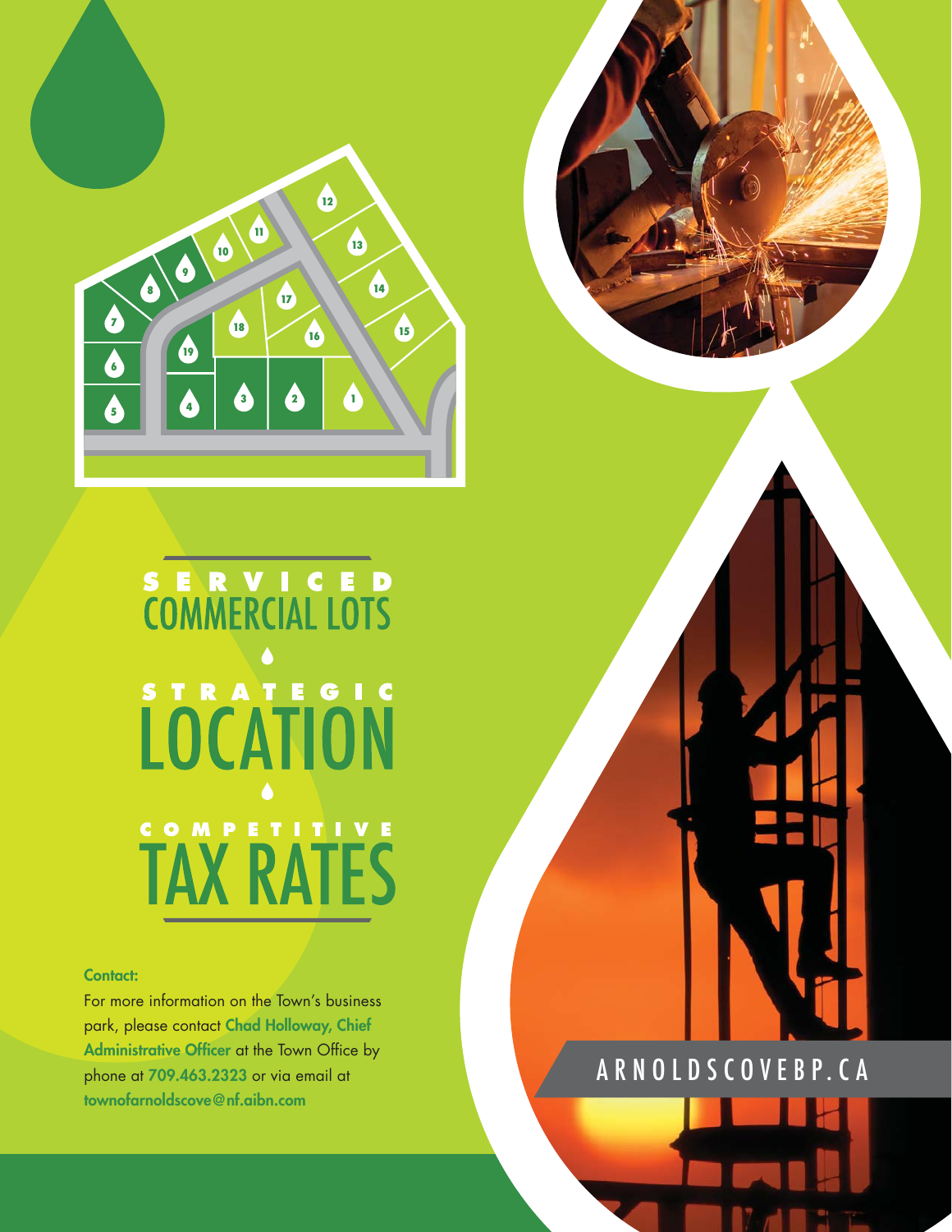# SERVICED COMMERCIAL LOTS

# STRATEGIC LOCATION

# COMPETITIVE TAX RATES

**Contact:**

For more information on the Town's business park, please contact **Chad Holloway, Chief Administrative Officer** at the Town Office by phone at **709.463.2323** or via email at **townofarnoldscove@nf.aibn.com**

ARNOLDSCOVEBP.CA